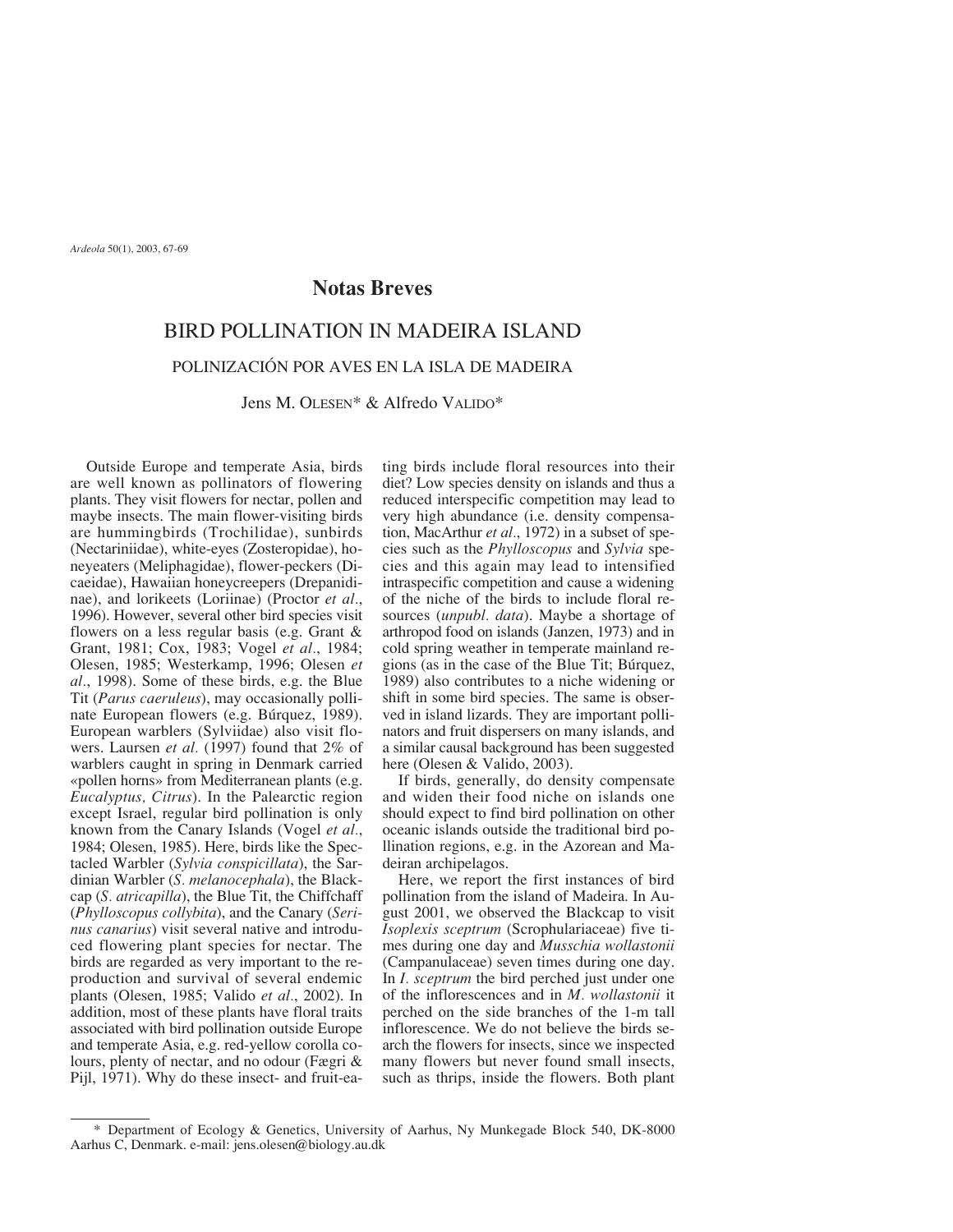## Notas Breves

# BIRD POLLINATION IN MADEIRA ISLAND

## POLINIZACIÓN POR AVES EN LA ISLA DE MADEIRA

Jens M. Olesen* & Alfredo Valido*

Outside Europe and temperate Asia, birds are well known as pollinators of flowering plants. They visit flowers for nectar, pollen and maybe insects. The main flower-visiting birds are hummingbirds (Trochilidae), sunbirds (Nectariniidae), white-eyes (Zosteropidae), honeyeaters (Meliphagidae), flower-peckers (Dicaeidae), Hawaiian honeycreepers (Drepanidinae), and lorikeets (Loriinae) (Proctor *et al*., 1996). However, several other bird species visit flowers on a less regular basis (e.g. Grant & Grant, 1981; Cox, 1983; Vogel *et al*., 1984; Olesen, 1985; Westerkamp, 1996; Olesen *et al*., 1998). Some of these birds, e.g. the Blue Tit (*Parus caeruleus*), may occasionally pollinate European flowers (e.g. Búrquez, 1989). European warblers (Sylviidae) also visit flowers. Laursen *et al.* (1997) found that 2% of warblers caught in spring in Denmark carried «pollen horns» from Mediterranean plants (e.g. *Eucalyptus, Citrus*). In the Palearctic region except Israel, regular bird pollination is only known from the Canary Islands (Vogel *et al*., 1984; Olesen, 1985). Here, birds like the Spectacled Warbler (*Sylvia conspicillata*), the Sardinian Warbler (*S. melanocephala*), the Blackcap (*S. atricapilla*), the Blue Tit, the Chiffchaff (*Phylloscopus collybita*), and the Canary (*Serinus canarius*) visit several native and introduced flowering plant species for nectar. The birds are regarded as very important to the reproduction and survival of several endemic plants (Olesen, 1985; Valido *et al*., 2002). In addition, most of these plants have floral traits associated with bird pollination outside Europe and temperate Asia, e.g. red-yellow corolla colours, plenty of nectar, and no odour (Fægri & Pijl, 1971). Why do these insect- and fruit-eating birds include floral resources into their diet? Low species density on islands and thus a reduced interspecific competition may lead to very high abundance (i.e. density compensation, MacArthur *et al*., 1972) in a subset of species such as the *Phylloscopus* and *Sylvia* species and this again may lead to intensified intraspecific competition and cause a widening of the niche of the birds to include floral resources (*unpubl. data*). Maybe a shortage of arthropod food on islands (Janzen, 1973) and in cold spring weather in temperate mainland regions (as in the case of the Blue Tit; Búrquez, 1989) also contributes to a niche widening or shift in some bird species. The same is observed in island lizards. They are important pollinators and fruit dispersers on many islands, and a similar causal background has been suggested here (Olesen & Valido, 2003).

If birds, generally, do density compensate and widen their food niche on islands one should expect to find bird pollination on other oceanic islands outside the traditional bird pollination regions, e.g. in the Azorean and Madeiran archipelagos.

Here, we report the first instances of bird pollination from the island of Madeira. In August 2001, we observed the Blackcap to visit *Isoplexis sceptrum* (Scrophulariaceae) five times during one day and *Musschia wollastonii* (Campanulaceae) seven times during one day. In *I. sceptrum* the bird perched just under one of the inflorescences and in *M. wollastonii* it perched on the side branches of the 1-m tall inflorescence. We do not believe the birds search the flowers for insects, since we inspected many flowers but never found small insects, such as thrips, inside the flowers. Both plant

\* Department of Ecology & Genetics, University of Aarhus, Ny Munkegade Block 540, DK-8000 Aarhus C, Denmark. e-mail: jens.olesen@biology.au.dk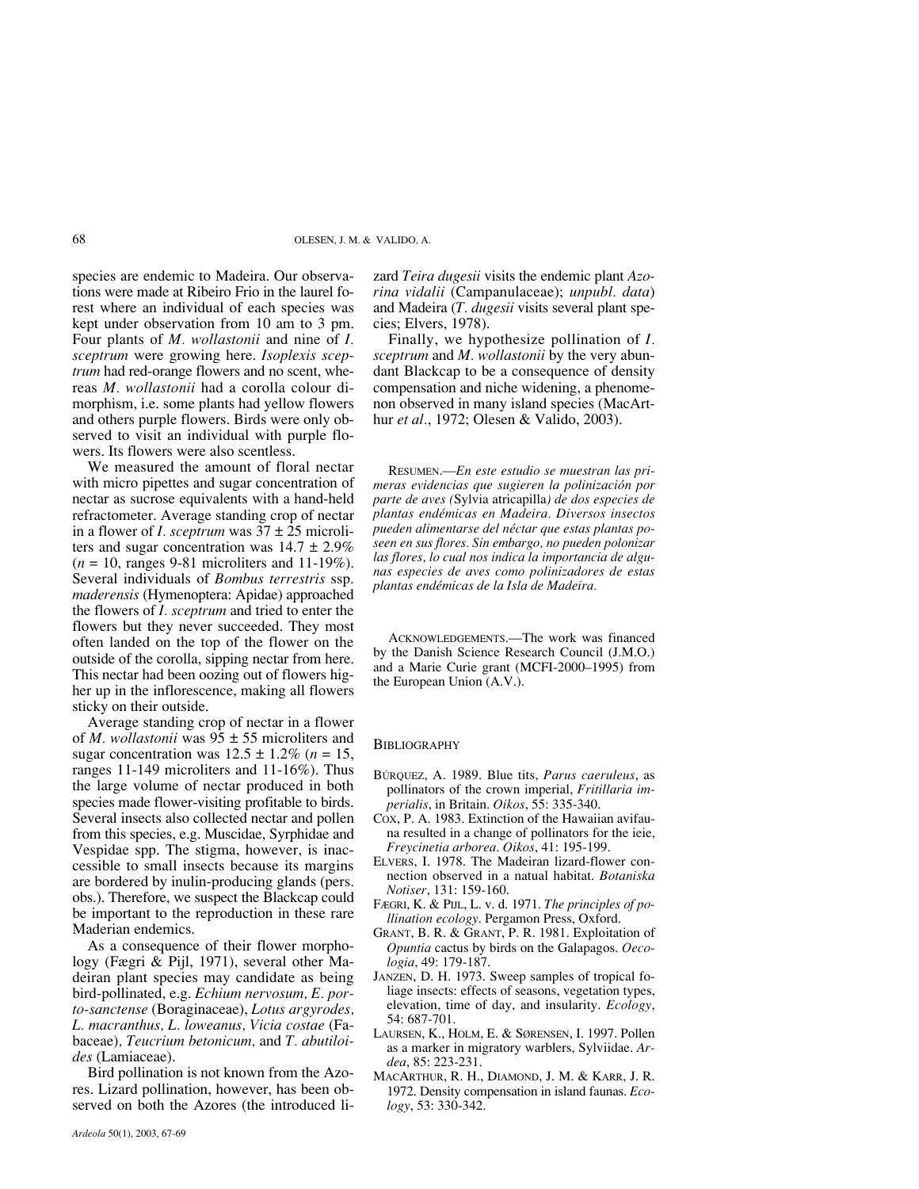species are endemic to Madeira. Our observations were made at Ribeiro Frio in the laurel forest where an individual of each species was kept under observation from 10 am to 3 pm. Four plants of *M. wollastonii* and nine of *I. sceptrum* were growing here. *Isoplexis sceptrum* had red-orange flowers and no scent, whereas *M. wollastonii* had a corolla colour dimorphism, i.e. some plants had yellow flowers and others purple flowers. Birds were only observed to visit an individual with purple flowers. Its flowers were also scentless.

We measured the amount of floral nectar with micro pipettes and sugar concentration of nectar as sucrose equivalents with a hand-held refractometer. Average standing crop of nectar in a flower of *I. sceptrum* was 37 ± 25 microliters and sugar concentration was 14.7 ± 2.9% (*n* = 10, ranges 9-81 microliters and 11-19%). Several individuals of *Bombus terrestris* ssp. *maderensis* (Hymenoptera: Apidae) approached the flowers of *I. sceptrum* and tried to enter the flowers but they never succeeded. They most often landed on the top of the flower on the outside of the corolla, sipping nectar from here. This nectar had been oozing out of flowers higher up in the inflorescence, making all flowers sticky on their outside.

Average standing crop of nectar in a flower of *M. wollastonii* was 95 ± 55 microliters and sugar concentration was 12.5 ± 1.2% (*n* = 15, ranges 11-149 microliters and 11-16%). Thus the large volume of nectar produced in both species made flower-visiting profitable to birds. Several insects also collected nectar and pollen from this species, e.g. Muscidae, Syrphidae and Vespidae spp. The stigma, however, is inaccessible to small insects because its margins are bordered by inulin-producing glands (pers. obs.). Therefore, we suspect the Blackcap could be important to the reproduction in these rare Maderian endemics.

As a consequence of their flower morphology (Fægri & Pijl, 1971), several other Madeiran plant species may candidate as being bird-pollinated, e.g. *Echium nervosum, E. porto-sanctense* (Boraginaceae), *Lotus argyrodes, L. macranthus, L. loweanus, Vicia costae* (Fabaceae)*, Teucrium betonicum,* and *T. abutiloides* (Lamiaceae).

Bird pollination is not known from the Azores. Lizard pollination, however, has been observed on both the Azores (the introduced lizard *Teira dugesii* visits the endemic plant *Azorina vidalii* (Campanulaceae); *unpubl. data*) and Madeira (*T. dugesii* visits several plant species; Elvers, 1978).

Finally, we hypothesize pollination of *I. sceptrum* and *M. wollastonii* by the very abundant Blackcap to be a consequence of density compensation and niche widening, a phenomenon observed in many island species (MacArthur *et al*., 1972; Olesen & Valido, 2003).

RESUMEN.—*En este estudio se muestran las primeras evidencias que sugieren la polinización por parte de aves (*Sylvia atricapilla*) de dos especies de plantas endémicas en Madeira. Diversos insectos pueden alimentarse del néctar que estas plantas poseen en sus flores. Sin embargo, no pueden polonizar las flores, lo cual nos indica la importancia de algunas especies de aves como polinizadores de estas plantas endémicas de la Isla de Madeira.*

ACKNOWLEDGEMENTS.—The work was financed by the Danish Science Research Council (J.M.O.) and a Marie Curie grant (MCFI-2000–1995) from the European Union (A.V.).

## BIBLIOGRAPHY

- BÚRQUEZ, A. 1989. Blue tits, *Parus caeruleus*, as pollinators of the crown imperial, *Fritillaria imperialis*, in Britain. *Oikos*, 55: 335-340.
- COX, P. A. 1983. Extinction of the Hawaiian avifauna resulted in a change of pollinators for the ieie, *Freycinetia arborea*. *Oikos*, 41: 195-199.
- ELVERS, I. 1978. The Madeiran lizard-flower connection observed in a natual habitat. *Botaniska Notiser*, 131: 159-160.
- FÆGRI, K. & PIJL, L. v. d. 1971. *The principles of pollination ecology*. Pergamon Press, Oxford.
- GRANT, B. R. & GRANT, P. R. 1981. Exploitation of *Opuntia* cactus by birds on the Galapagos. *Oecologia*, 49: 179-187.
- JANZEN, D. H. 1973. Sweep samples of tropical foliage insects: effects of seasons, vegetation types, elevation, time of day, and insularity. *Ecology*, 54: 687-701.
- LAURSEN, K., HOLM, E. & SØRENSEN, I. 1997. Pollen as a marker in migratory warblers, Sylviidae. *Ardea*, 85: 223-231.
- MACARTHUR, R. H., DIAMOND, J. M. & KARR, J. R. 1972. Density compensation in island faunas. *Ecology*, 53: 330-342.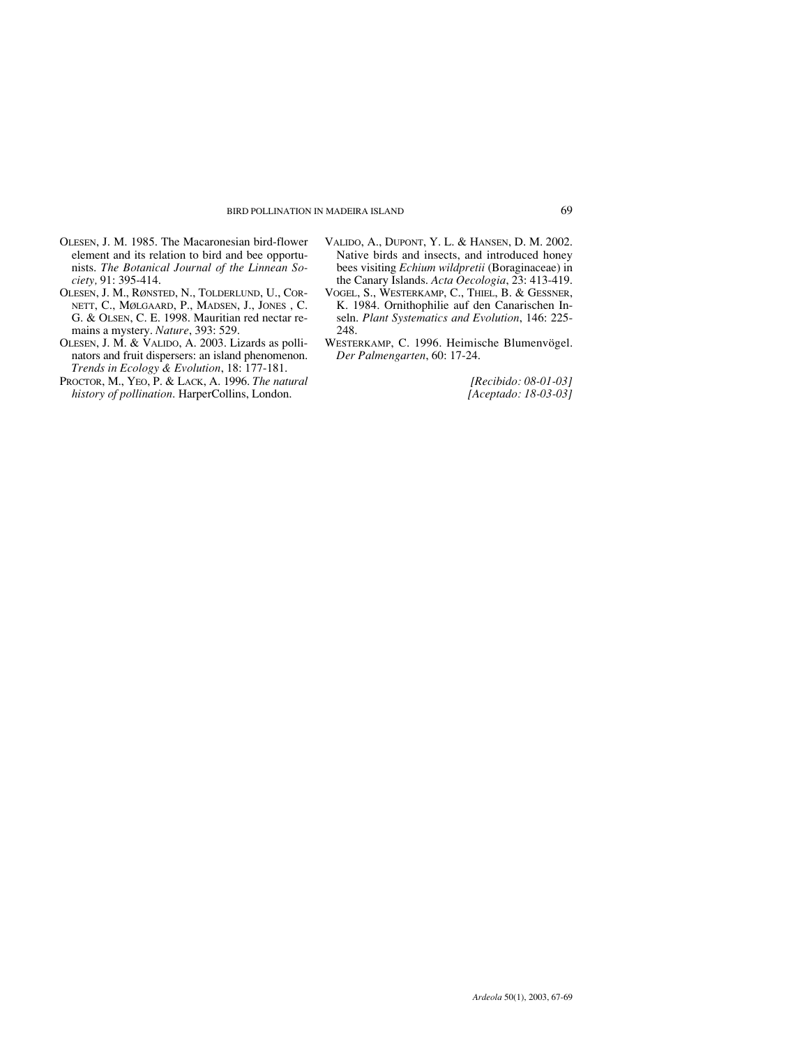OLESEN, J. M. 1985. The Macaronesian bird-flower element and its relation to bird and bee opportunists. *The Botanical Journal of the Linnean Society,* 91: 395-414.

OLESEN, J. M., RØNSTED, N., TOLDERLUND, U., CORNETT, C., MØLGAARD, P., MADSEN, J., JONES , C. G. & OLSEN, C. E. 1998. Mauritian red nectar remains a mystery. *Nature*, 393: 529.

OLESEN, J. M. & VALIDO, A. 2003. Lizards as pollinators and fruit dispersers: an island phenomenon. *Trends in Ecology & Evolution*, 18: 177-181.

PROCTOR, M., YEO, P. & LACK, A. 1996. *The natural history of pollination*. HarperCollins, London.

VALIDO, A., DUPONT, Y. L. & HANSEN, D. M. 2002. Native birds and insects, and introduced honey bees visiting *Echium wildpretii* (Boraginaceae) in the Canary Islands. *Acta Oecologia*, 23: 413-419.

VOGEL, S., WESTERKAMP, C., THIEL, B. & GESSNER, K. 1984. Ornithophilie auf den Canarischen Inseln. *Plant Systematics and Evolution*, 146: 225-248.

WESTERKAMP, C. 1996. Heimische Blumenvögel. *Der Palmengarten*, 60: 17-24.

*[Recibido: 08-01-03]*
*[Aceptado: 18-03-03]*